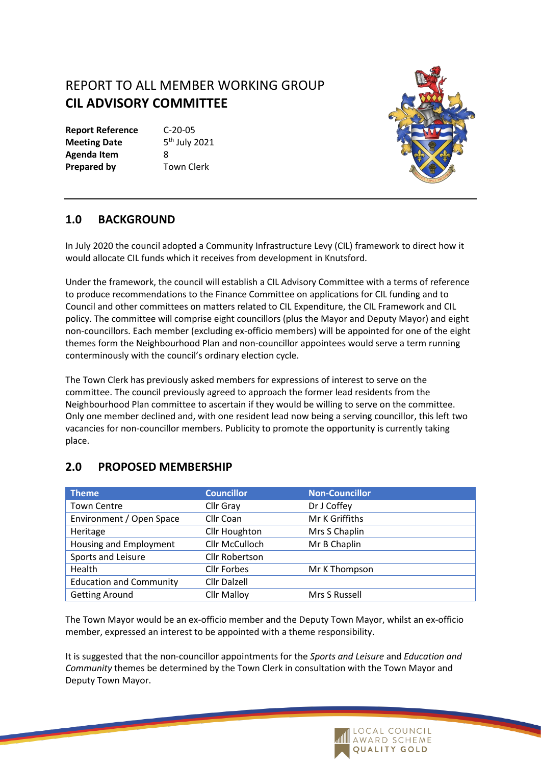# REPORT TO ALL MEMBER WORKING GROUP
# CIL ADVISORY COMMITTEE

| | |
|---|---|
| **Report Reference** | C-20-05 |
| **Meeting Date** | 5th July 2021 |
| **Agenda Item** | 8 |
| **Prepared by** | Town Clerk |

## 1.0 BACKGROUND

In July 2020 the council adopted a Community Infrastructure Levy (CIL) framework to direct how it would allocate CIL funds which it receives from development in Knutsford.

Under the framework, the council will establish a CIL Advisory Committee with a terms of reference to produce recommendations to the Finance Committee on applications for CIL funding and to Council and other committees on matters related to CIL Expenditure, the CIL Framework and CIL policy. The committee will comprise eight councillors (plus the Mayor and Deputy Mayor) and eight non-councillors. Each member (excluding ex-officio members) will be appointed for one of the eight themes form the Neighbourhood Plan and non-councillor appointees would serve a term running conterminously with the council's ordinary election cycle.

The Town Clerk has previously asked members for expressions of interest to serve on the committee. The council previously agreed to approach the former lead residents from the Neighbourhood Plan committee to ascertain if they would be willing to serve on the committee. Only one member declined and, with one resident lead now being a serving councillor, this left two vacancies for non-councillor members. Publicity to promote the opportunity is currently taking place.

## 2.0 PROPOSED MEMBERSHIP

| Theme | Councillor | Non-Councillor |
|---|---|---|
| Town Centre | Cllr Gray | Dr J Coffey |
| Environment / Open Space | Cllr Coan | Mr K Griffiths |
| Heritage | Cllr Houghton | Mrs S Chaplin |
| Housing and Employment | Cllr McCulloch | Mr B Chaplin |
| Sports and Leisure | Cllr Robertson | |
| Health | Cllr Forbes | Mr K Thompson |
| Education and Community | Cllr Dalzell | |
| Getting Around | Cllr Malloy | Mrs S Russell |

The Town Mayor would be an ex-officio member and the Deputy Town Mayor, whilst an ex-officio member, expressed an interest to be appointed with a theme responsibility.

It is suggested that the non-councillor appointments for the *Sports and Leisure* and *Education and Community* themes be determined by the Town Clerk in consultation with the Town Mayor and Deputy Town Mayor.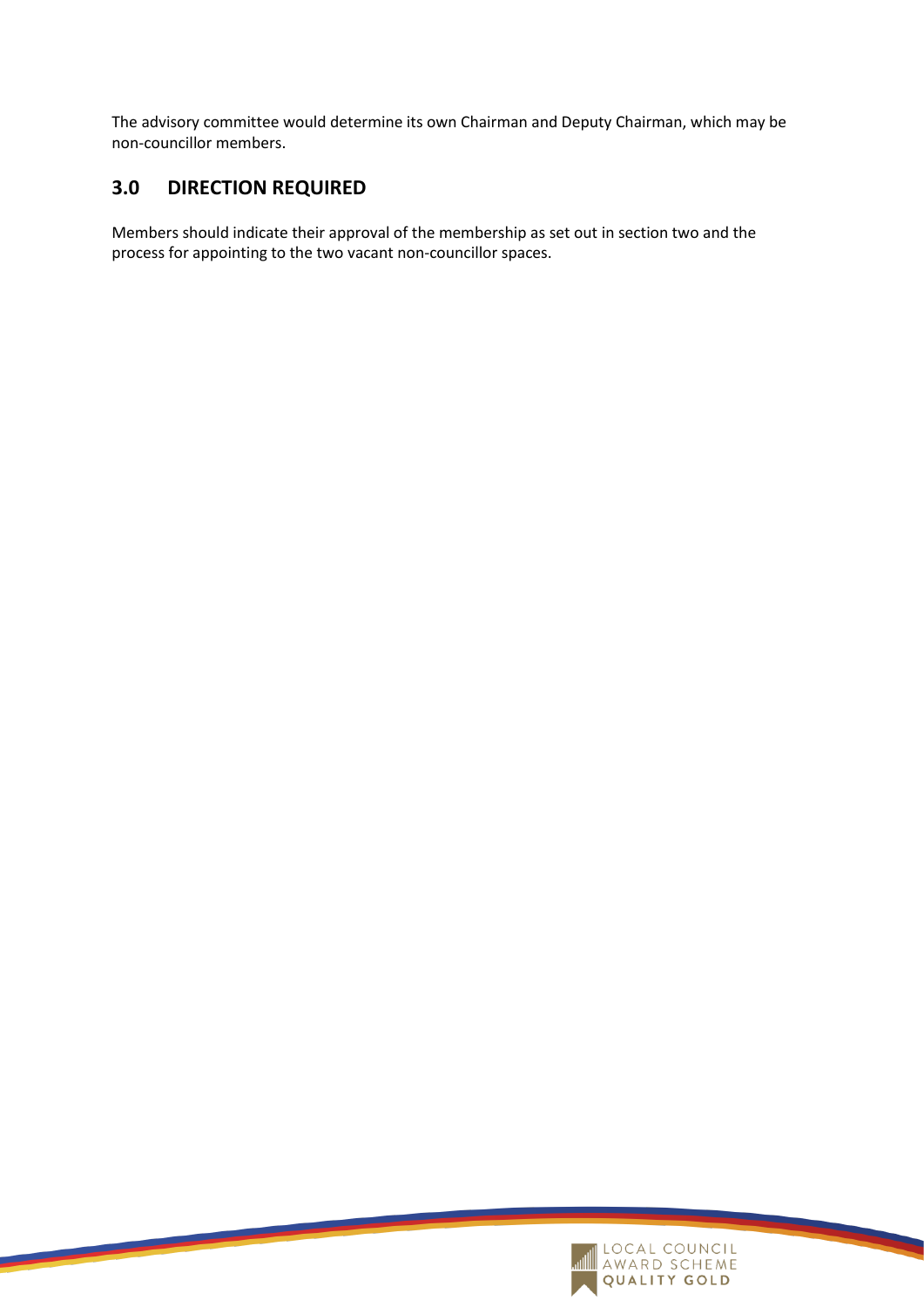The advisory committee would determine its own Chairman and Deputy Chairman, which may be non-councillor members.

## 3.0 DIRECTION REQUIRED

Members should indicate their approval of the membership as set out in section two and the process for appointing to the two vacant non-councillor spaces.